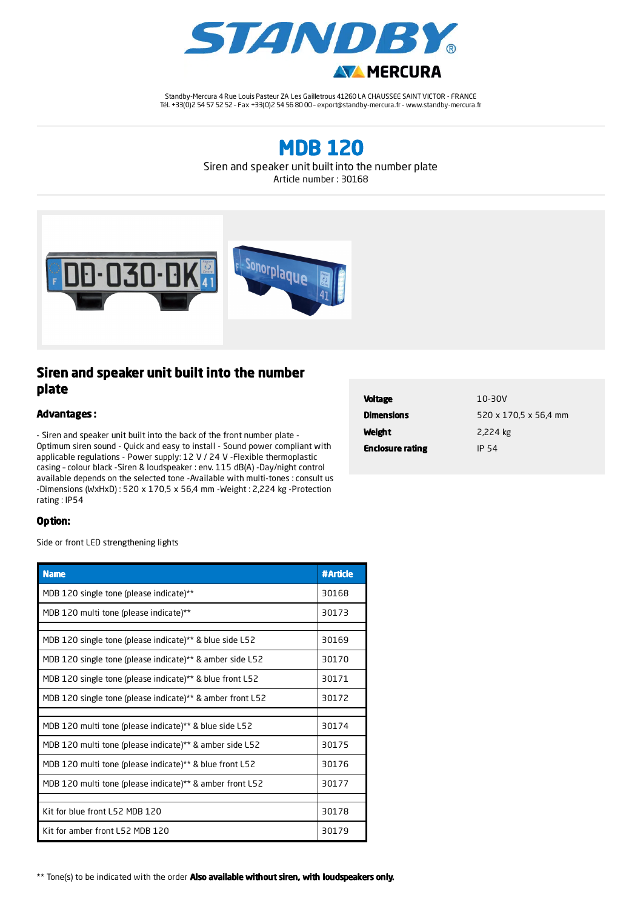# STANDBY

MERCURA

Standby-Mercura 4 Rue Louis Pasteur ZA Les Gailletrous 41260 LA CHAUSSEE SAINT VICTOR - FRANCE
Tél. +33(0)2 54 57 52 52 - Fax +33(0)2 54 56 80 00 - export@standby-mercura.fr - www.standby-mercura.fr

# MDB 120

Siren and speaker unit built into the number plate
Article number : 30168

## Siren and speaker unit built into the number plate

### Advantages :

- Siren and speaker unit built into the back of the front number plate - Optimum siren sound - Quick and easy to install - Sound power compliant with applicable regulations - Power supply: 12 V / 24 V -Flexible thermoplastic casing - colour black -Siren & loudspeaker : env. 115 dB(A) -Day/night control available depends on the selected tone -Available with multi-tones : consult us -Dimensions (WxHxD) : 520 x 170,5 x 56,4 mm -Weight : 2,224 kg -Protection rating : IP54

| | |
|---|---|
| **Voltage** | 10-30V |
| **Dimensions** | 520 x 170,5 x 56,4 mm |
| **Weight** | 2,224 kg |
| **Enclosure rating** | IP 54 |

### Option:

Side or front LED strengthening lights

| Name | #Article |
|---|---|
| MDB 120 single tone (please indicate)** | 30168 |
| MDB 120 multi tone (please indicate)** | 30173 |
| | |
| MDB 120 single tone (please indicate)** & blue side L52 | 30169 |
| MDB 120 single tone (please indicate)** & amber side L52 | 30170 |
| MDB 120 single tone (please indicate)** & blue front L52 | 30171 |
| MDB 120 single tone (please indicate)** & amber front L52 | 30172 |
| | |
| MDB 120 multi tone (please indicate)** & blue side L52 | 30174 |
| MDB 120 multi tone (please indicate)** & amber side L52 | 30175 |
| MDB 120 multi tone (please indicate)** & blue front L52 | 30176 |
| MDB 120 multi tone (please indicate)** & amber front L52 | 30177 |
| | |
| Kit for blue front L52 MDB 120 | 30178 |
| Kit for amber front L52 MDB 120 | 30179 |

** Tone(s) to be indicated with the order **Also available without siren, with loudspeakers only.**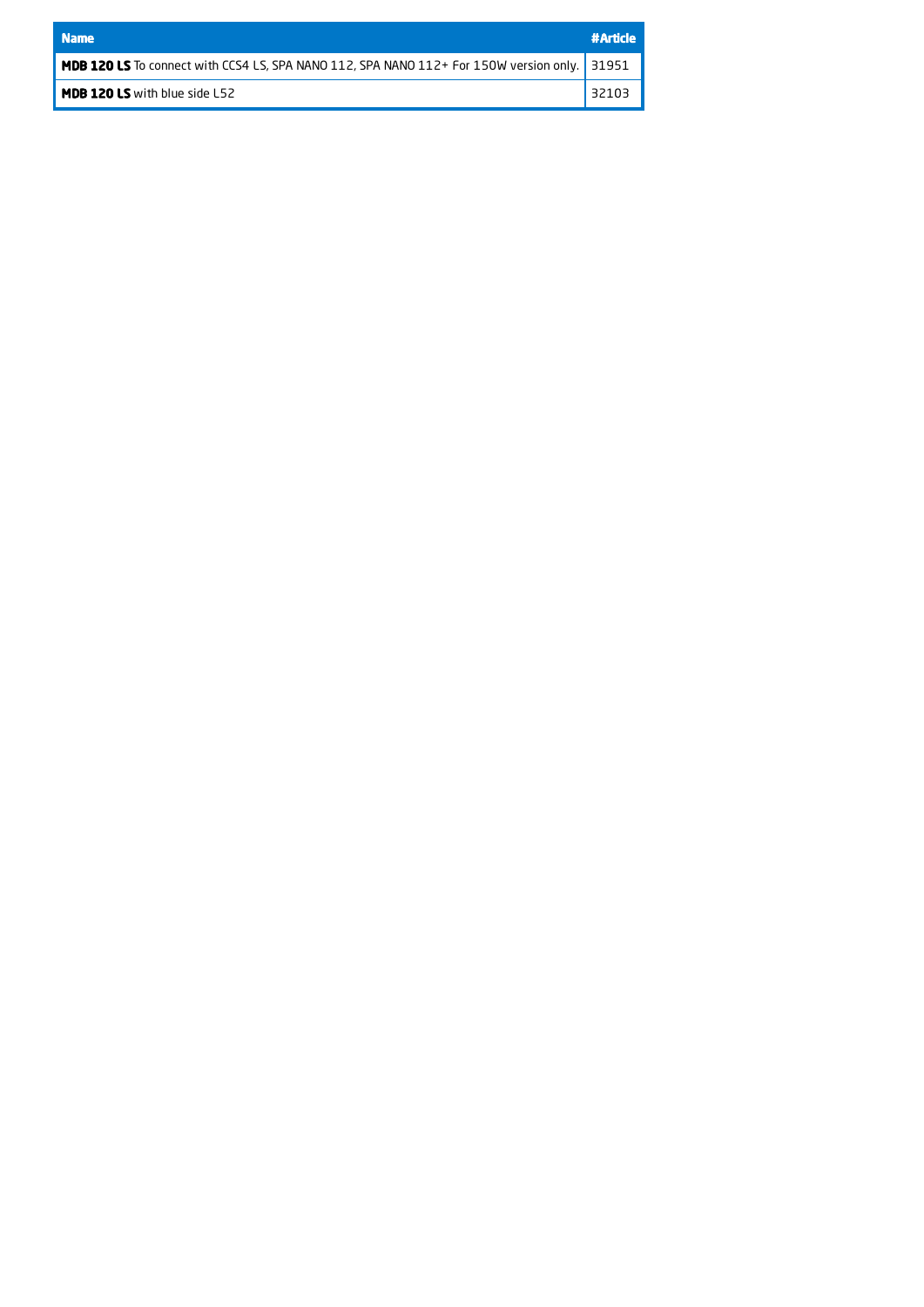| Name | #Article |
|---|---|
| **MDB 120 LS** To connect with CCS4 LS, SPA NANO 112, SPA NANO 112+ For 150W version only. | 31951 |
| **MDB 120 LS** with blue side L52 | 32103 |